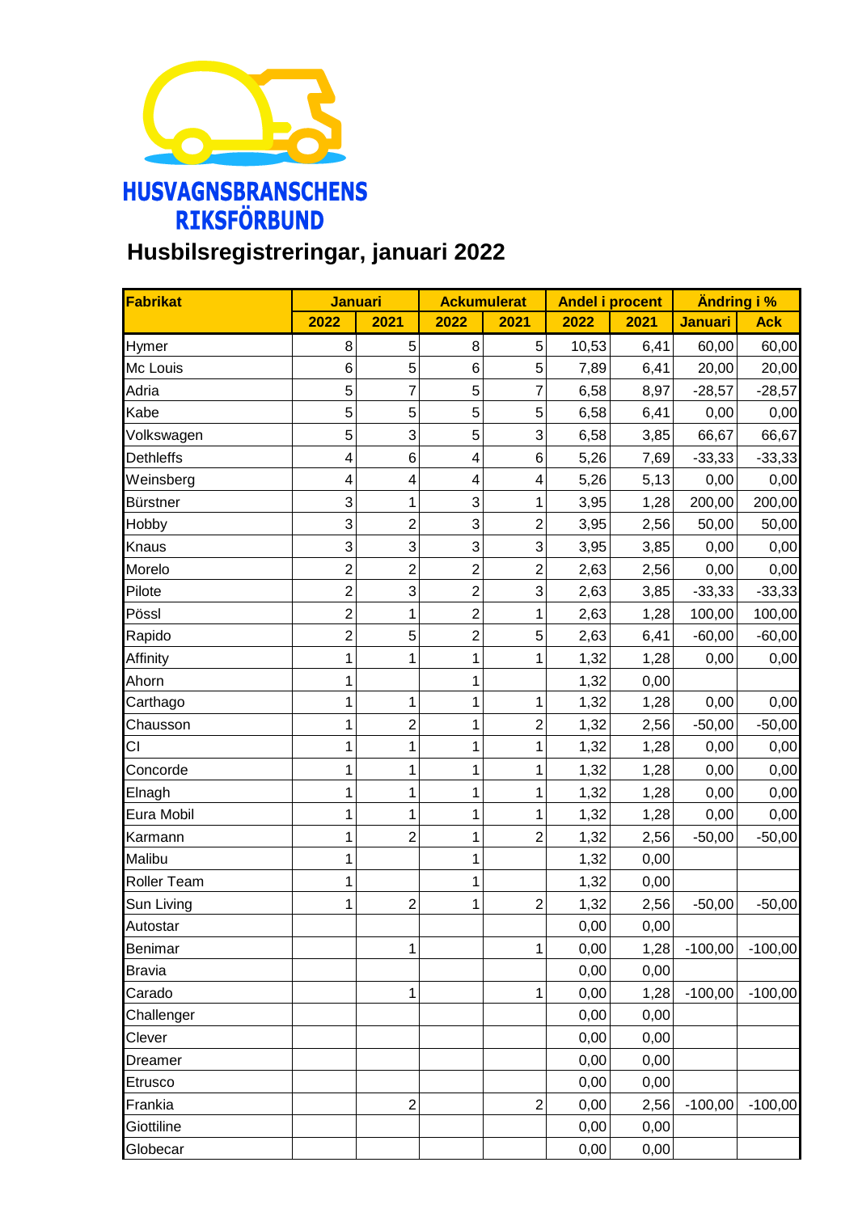HUSVAGNSBRANSCHENS RIKSFÖRBUND

# Husbilsregistreringar, januari 2022

| Fabrikat | Januari | | Ackumulerat | | Andel i procent | | Ändring i % | |
|---|---|---|---|---|---|---|---|---|
| | 2022 | 2021 | 2022 | 2021 | 2022 | 2021 | Januari | Ack |
| Hymer | 8 | 5 | 8 | 5 | 10,53 | 6,41 | 60,00 | 60,00 |
| Mc Louis | 6 | 5 | 6 | 5 | 7,89 | 6,41 | 20,00 | 20,00 |
| Adria | 5 | 7 | 5 | 7 | 6,58 | 8,97 | -28,57 | -28,57 |
| Kabe | 5 | 5 | 5 | 5 | 6,58 | 6,41 | 0,00 | 0,00 |
| Volkswagen | 5 | 3 | 5 | 3 | 6,58 | 3,85 | 66,67 | 66,67 |
| Dethleffs | 4 | 6 | 4 | 6 | 5,26 | 7,69 | -33,33 | -33,33 |
| Weinsberg | 4 | 4 | 4 | 4 | 5,26 | 5,13 | 0,00 | 0,00 |
| Bürstner | 3 | 1 | 3 | 1 | 3,95 | 1,28 | 200,00 | 200,00 |
| Hobby | 3 | 2 | 3 | 2 | 3,95 | 2,56 | 50,00 | 50,00 |
| Knaus | 3 | 3 | 3 | 3 | 3,95 | 3,85 | 0,00 | 0,00 |
| Morelo | 2 | 2 | 2 | 2 | 2,63 | 2,56 | 0,00 | 0,00 |
| Pilote | 2 | 3 | 2 | 3 | 2,63 | 3,85 | -33,33 | -33,33 |
| Pössl | 2 | 1 | 2 | 1 | 2,63 | 1,28 | 100,00 | 100,00 |
| Rapido | 2 | 5 | 2 | 5 | 2,63 | 6,41 | -60,00 | -60,00 |
| Affinity | 1 | 1 | 1 | 1 | 1,32 | 1,28 | 0,00 | 0,00 |
| Ahorn | 1 | | 1 | | 1,32 | 0,00 | | |
| Carthago | 1 | 1 | 1 | 1 | 1,32 | 1,28 | 0,00 | 0,00 |
| Chausson | 1 | 2 | 1 | 2 | 1,32 | 2,56 | -50,00 | -50,00 |
| CI | 1 | 1 | 1 | 1 | 1,32 | 1,28 | 0,00 | 0,00 |
| Concorde | 1 | 1 | 1 | 1 | 1,32 | 1,28 | 0,00 | 0,00 |
| Elnagh | 1 | 1 | 1 | 1 | 1,32 | 1,28 | 0,00 | 0,00 |
| Eura Mobil | 1 | 1 | 1 | 1 | 1,32 | 1,28 | 0,00 | 0,00 |
| Karmann | 1 | 2 | 1 | 2 | 1,32 | 2,56 | -50,00 | -50,00 |
| Malibu | 1 | | 1 | | 1,32 | 0,00 | | |
| Roller Team | 1 | | 1 | | 1,32 | 0,00 | | |
| Sun Living | 1 | 2 | 1 | 2 | 1,32 | 2,56 | -50,00 | -50,00 |
| Autostar | | | | | 0,00 | 0,00 | | |
| Benimar | | 1 | | 1 | 0,00 | 1,28 | -100,00 | -100,00 |
| Bravia | | | | | 0,00 | 0,00 | | |
| Carado | | 1 | | 1 | 0,00 | 1,28 | -100,00 | -100,00 |
| Challenger | | | | | 0,00 | 0,00 | | |
| Clever | | | | | 0,00 | 0,00 | | |
| Dreamer | | | | | 0,00 | 0,00 | | |
| Etrusco | | | | | 0,00 | 0,00 | | |
| Frankia | | 2 | | 2 | 0,00 | 2,56 | -100,00 | -100,00 |
| Giottiline | | | | | 0,00 | 0,00 | | |
| Globecar | | | | | 0,00 | 0,00 | | |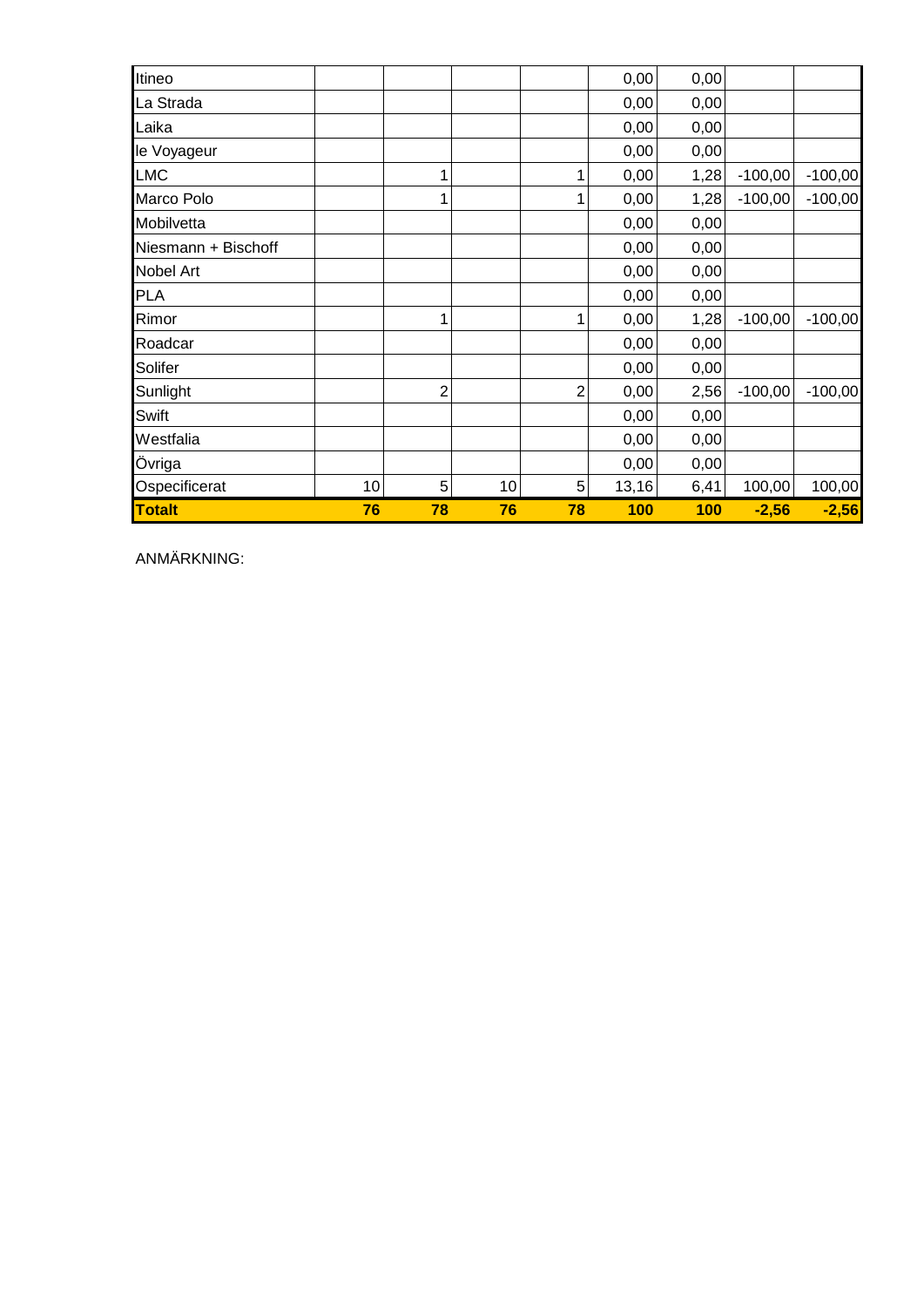| | | | | | | | | |
|---|---|---|---|---|---|---|---|---|
| Itineo | | | | | 0,00 | 0,00 | | |
| La Strada | | | | | 0,00 | 0,00 | | |
| Laika | | | | | 0,00 | 0,00 | | |
| le Voyageur | | | | | 0,00 | 0,00 | | |
| LMC | | 1 | | 1 | 0,00 | 1,28 | -100,00 | -100,00 |
| Marco Polo | | 1 | | 1 | 0,00 | 1,28 | -100,00 | -100,00 |
| Mobilvetta | | | | | 0,00 | 0,00 | | |
| Niesmann + Bischoff | | | | | 0,00 | 0,00 | | |
| Nobel Art | | | | | 0,00 | 0,00 | | |
| PLA | | | | | 0,00 | 0,00 | | |
| Rimor | | 1 | | 1 | 0,00 | 1,28 | -100,00 | -100,00 |
| Roadcar | | | | | 0,00 | 0,00 | | |
| Solifer | | | | | 0,00 | 0,00 | | |
| Sunlight | | 2 | | 2 | 0,00 | 2,56 | -100,00 | -100,00 |
| Swift | | | | | 0,00 | 0,00 | | |
| Westfalia | | | | | 0,00 | 0,00 | | |
| Övriga | | | | | 0,00 | 0,00 | | |
| Ospecificerat | 10 | 5 | 10 | 5 | 13,16 | 6,41 | 100,00 | 100,00 |
| **Totalt** | **76** | **78** | **76** | **78** | **100** | **100** | **-2,56** | **-2,56** |

ANMÄRKNING: